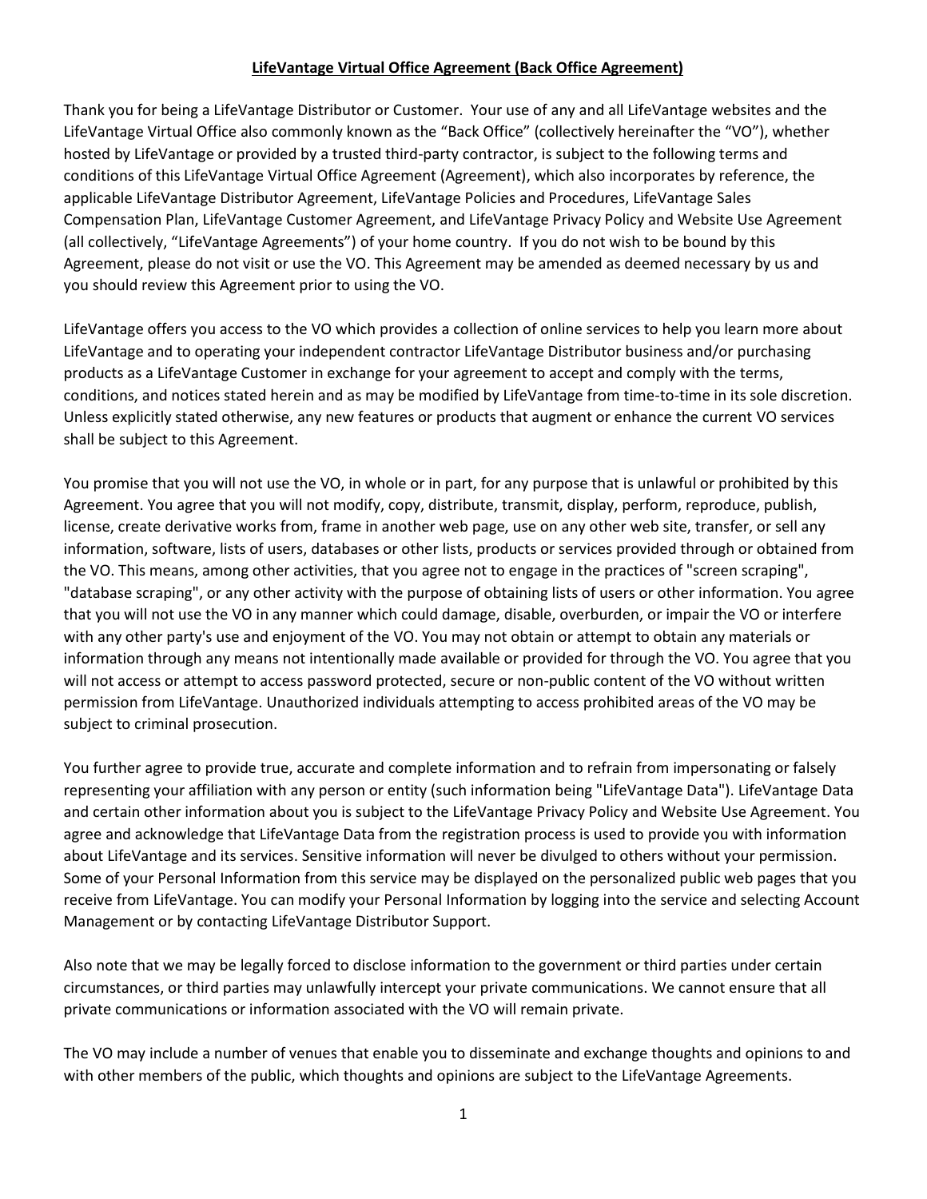# LifeVantage Virtual Office Agreement (Back Office Agreement)

Thank you for being a LifeVantage Distributor or Customer. Your use of any and all LifeVantage websites and the LifeVantage Virtual Office also commonly known as the "Back Office" (collectively hereinafter the "VO"), whether hosted by LifeVantage or provided by a trusted third-party contractor, is subject to the following terms and conditions of this LifeVantage Virtual Office Agreement (Agreement), which also incorporates by reference, the applicable LifeVantage Distributor Agreement, LifeVantage Policies and Procedures, LifeVantage Sales Compensation Plan, LifeVantage Customer Agreement, and LifeVantage Privacy Policy and Website Use Agreement (all collectively, "LifeVantage Agreements") of your home country. If you do not wish to be bound by this Agreement, please do not visit or use the VO. This Agreement may be amended as deemed necessary by us and you should review this Agreement prior to using the VO.

LifeVantage offers you access to the VO which provides a collection of online services to help you learn more about LifeVantage and to operating your independent contractor LifeVantage Distributor business and/or purchasing products as a LifeVantage Customer in exchange for your agreement to accept and comply with the terms, conditions, and notices stated herein and as may be modified by LifeVantage from time-to-time in its sole discretion. Unless explicitly stated otherwise, any new features or products that augment or enhance the current VO services shall be subject to this Agreement.

You promise that you will not use the VO, in whole or in part, for any purpose that is unlawful or prohibited by this Agreement. You agree that you will not modify, copy, distribute, transmit, display, perform, reproduce, publish, license, create derivative works from, frame in another web page, use on any other web site, transfer, or sell any information, software, lists of users, databases or other lists, products or services provided through or obtained from the VO. This means, among other activities, that you agree not to engage in the practices of "screen scraping", "database scraping", or any other activity with the purpose of obtaining lists of users or other information. You agree that you will not use the VO in any manner which could damage, disable, overburden, or impair the VO or interfere with any other party's use and enjoyment of the VO. You may not obtain or attempt to obtain any materials or information through any means not intentionally made available or provided for through the VO. You agree that you will not access or attempt to access password protected, secure or non-public content of the VO without written permission from LifeVantage. Unauthorized individuals attempting to access prohibited areas of the VO may be subject to criminal prosecution.

You further agree to provide true, accurate and complete information and to refrain from impersonating or falsely representing your affiliation with any person or entity (such information being "LifeVantage Data"). LifeVantage Data and certain other information about you is subject to the LifeVantage Privacy Policy and Website Use Agreement. You agree and acknowledge that LifeVantage Data from the registration process is used to provide you with information about LifeVantage and its services. Sensitive information will never be divulged to others without your permission. Some of your Personal Information from this service may be displayed on the personalized public web pages that you receive from LifeVantage. You can modify your Personal Information by logging into the service and selecting Account Management or by contacting LifeVantage Distributor Support.

Also note that we may be legally forced to disclose information to the government or third parties under certain circumstances, or third parties may unlawfully intercept your private communications. We cannot ensure that all private communications or information associated with the VO will remain private.

The VO may include a number of venues that enable you to disseminate and exchange thoughts and opinions to and with other members of the public, which thoughts and opinions are subject to the LifeVantage Agreements.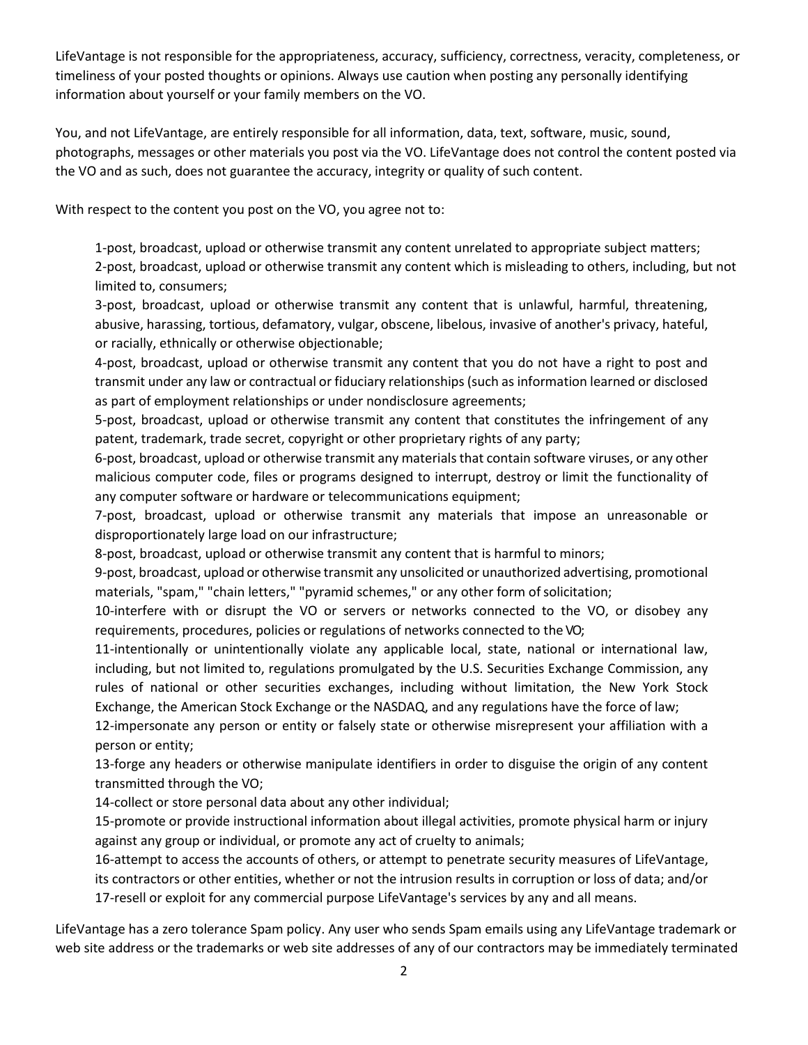LifeVantage is not responsible for the appropriateness, accuracy, sufficiency, correctness, veracity, completeness, or timeliness of your posted thoughts or opinions. Always use caution when posting any personally identifying information about yourself or your family members on the VO.

You, and not LifeVantage, are entirely responsible for all information, data, text, software, music, sound, photographs, messages or other materials you post via the VO. LifeVantage does not control the content posted via the VO and as such, does not guarantee the accuracy, integrity or quality of such content.

With respect to the content you post on the VO, you agree not to:

1-post, broadcast, upload or otherwise transmit any content unrelated to appropriate subject matters;
2-post, broadcast, upload or otherwise transmit any content which is misleading to others, including, but not limited to, consumers;
3-post, broadcast, upload or otherwise transmit any content that is unlawful, harmful, threatening, abusive, harassing, tortious, defamatory, vulgar, obscene, libelous, invasive of another's privacy, hateful, or racially, ethnically or otherwise objectionable;
4-post, broadcast, upload or otherwise transmit any content that you do not have a right to post and transmit under any law or contractual or fiduciary relationships (such as information learned or disclosed as part of employment relationships or under nondisclosure agreements;
5-post, broadcast, upload or otherwise transmit any content that constitutes the infringement of any patent, trademark, trade secret, copyright or other proprietary rights of any party;
6-post, broadcast, upload or otherwise transmit any materials that contain software viruses, or any other malicious computer code, files or programs designed to interrupt, destroy or limit the functionality of any computer software or hardware or telecommunications equipment;
7-post, broadcast, upload or otherwise transmit any materials that impose an unreasonable or disproportionately large load on our infrastructure;
8-post, broadcast, upload or otherwise transmit any content that is harmful to minors;
9-post, broadcast, upload or otherwise transmit any unsolicited or unauthorized advertising, promotional materials, "spam," "chain letters," "pyramid schemes," or any other form of solicitation;
10-interfere with or disrupt the VO or servers or networks connected to the VO, or disobey any requirements, procedures, policies or regulations of networks connected to the VO;
11-intentionally or unintentionally violate any applicable local, state, national or international law, including, but not limited to, regulations promulgated by the U.S. Securities Exchange Commission, any rules of national or other securities exchanges, including without limitation, the New York Stock Exchange, the American Stock Exchange or the NASDAQ, and any regulations have the force of law;
12-impersonate any person or entity or falsely state or otherwise misrepresent your affiliation with a person or entity;
13-forge any headers or otherwise manipulate identifiers in order to disguise the origin of any content transmitted through the VO;
14-collect or store personal data about any other individual;
15-promote or provide instructional information about illegal activities, promote physical harm or injury against any group or individual, or promote any act of cruelty to animals;
16-attempt to access the accounts of others, or attempt to penetrate security measures of LifeVantage, its contractors or other entities, whether or not the intrusion results in corruption or loss of data; and/or
17-resell or exploit for any commercial purpose LifeVantage's services by any and all means.

LifeVantage has a zero tolerance Spam policy. Any user who sends Spam emails using any LifeVantage trademark or web site address or the trademarks or web site addresses of any of our contractors may be immediately terminated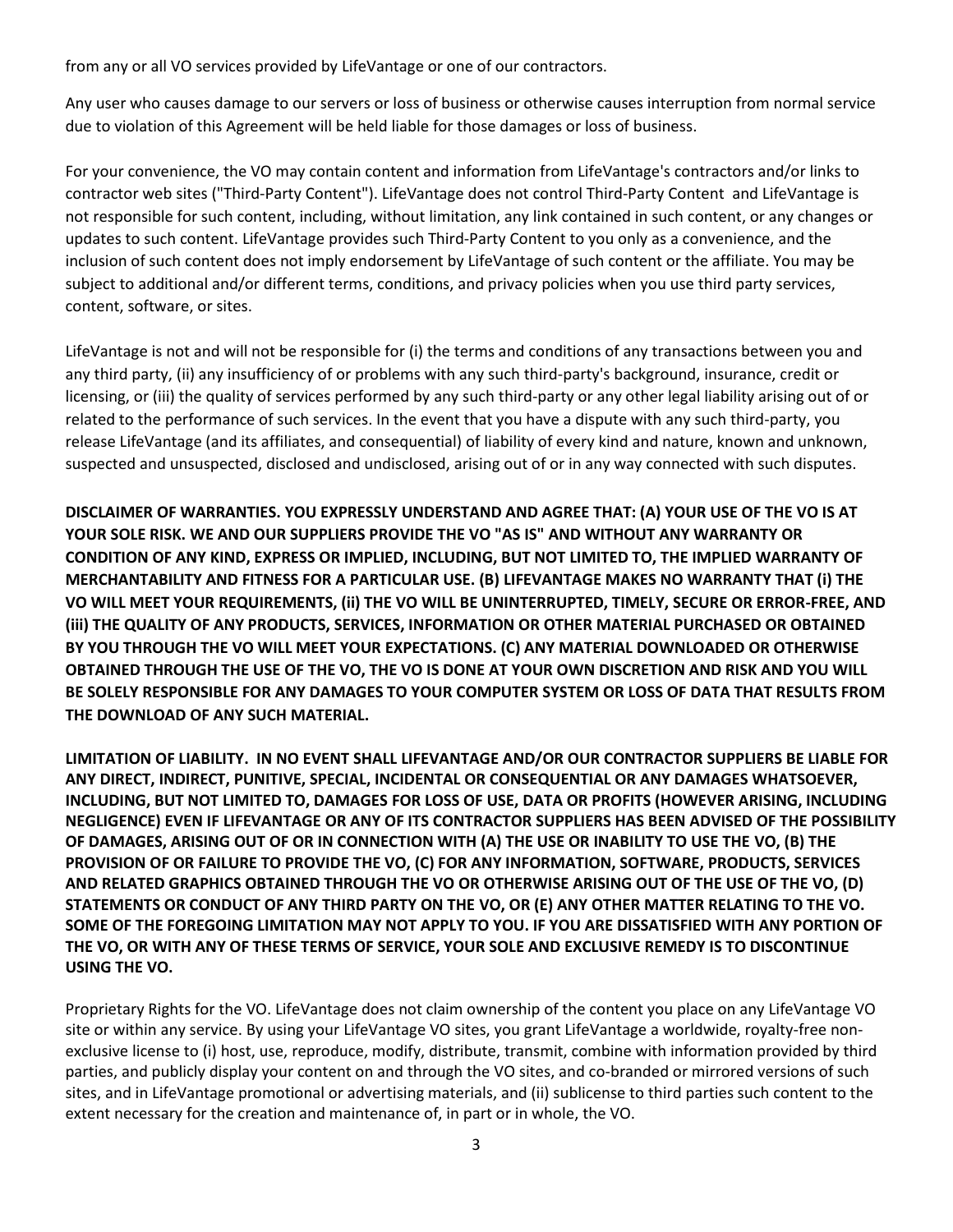from any or all VO services provided by LifeVantage or one of our contractors.

Any user who causes damage to our servers or loss of business or otherwise causes interruption from normal service due to violation of this Agreement will be held liable for those damages or loss of business.

For your convenience, the VO may contain content and information from LifeVantage's contractors and/or links to contractor web sites ("Third-Party Content"). LifeVantage does not control Third-Party Content and LifeVantage is not responsible for such content, including, without limitation, any link contained in such content, or any changes or updates to such content. LifeVantage provides such Third-Party Content to you only as a convenience, and the inclusion of such content does not imply endorsement by LifeVantage of such content or the affiliate. You may be subject to additional and/or different terms, conditions, and privacy policies when you use third party services, content, software, or sites.

LifeVantage is not and will not be responsible for (i) the terms and conditions of any transactions between you and any third party, (ii) any insufficiency of or problems with any such third-party's background, insurance, credit or licensing, or (iii) the quality of services performed by any such third-party or any other legal liability arising out of or related to the performance of such services. In the event that you have a dispute with any such third-party, you release LifeVantage (and its affiliates, and consequential) of liability of every kind and nature, known and unknown, suspected and unsuspected, disclosed and undisclosed, arising out of or in any way connected with such disputes.

**DISCLAIMER OF WARRANTIES. YOU EXPRESSLY UNDERSTAND AND AGREE THAT: (A) YOUR USE OF THE VO IS AT YOUR SOLE RISK. WE AND OUR SUPPLIERS PROVIDE THE VO "AS IS" AND WITHOUT ANY WARRANTY OR CONDITION OF ANY KIND, EXPRESS OR IMPLIED, INCLUDING, BUT NOT LIMITED TO, THE IMPLIED WARRANTY OF MERCHANTABILITY AND FITNESS FOR A PARTICULAR USE. (B) LIFEVANTAGE MAKES NO WARRANTY THAT (i) THE VO WILL MEET YOUR REQUIREMENTS, (ii) THE VO WILL BE UNINTERRUPTED, TIMELY, SECURE OR ERROR-FREE, AND (iii) THE QUALITY OF ANY PRODUCTS, SERVICES, INFORMATION OR OTHER MATERIAL PURCHASED OR OBTAINED BY YOU THROUGH THE VO WILL MEET YOUR EXPECTATIONS. (C) ANY MATERIAL DOWNLOADED OR OTHERWISE OBTAINED THROUGH THE USE OF THE VO, THE VO IS DONE AT YOUR OWN DISCRETION AND RISK AND YOU WILL BE SOLELY RESPONSIBLE FOR ANY DAMAGES TO YOUR COMPUTER SYSTEM OR LOSS OF DATA THAT RESULTS FROM THE DOWNLOAD OF ANY SUCH MATERIAL.**

**LIMITATION OF LIABILITY. IN NO EVENT SHALL LIFEVANTAGE AND/OR OUR CONTRACTOR SUPPLIERS BE LIABLE FOR ANY DIRECT, INDIRECT, PUNITIVE, SPECIAL, INCIDENTAL OR CONSEQUENTIAL OR ANY DAMAGES WHATSOEVER, INCLUDING, BUT NOT LIMITED TO, DAMAGES FOR LOSS OF USE, DATA OR PROFITS (HOWEVER ARISING, INCLUDING NEGLIGENCE) EVEN IF LIFEVANTAGE OR ANY OF ITS CONTRACTOR SUPPLIERS HAS BEEN ADVISED OF THE POSSIBILITY OF DAMAGES, ARISING OUT OF OR IN CONNECTION WITH (A) THE USE OR INABILITY TO USE THE VO, (B) THE PROVISION OF OR FAILURE TO PROVIDE THE VO, (C) FOR ANY INFORMATION, SOFTWARE, PRODUCTS, SERVICES AND RELATED GRAPHICS OBTAINED THROUGH THE VO OR OTHERWISE ARISING OUT OF THE USE OF THE VO, (D) STATEMENTS OR CONDUCT OF ANY THIRD PARTY ON THE VO, OR (E) ANY OTHER MATTER RELATING TO THE VO. SOME OF THE FOREGOING LIMITATION MAY NOT APPLY TO YOU. IF YOU ARE DISSATISFIED WITH ANY PORTION OF THE VO, OR WITH ANY OF THESE TERMS OF SERVICE, YOUR SOLE AND EXCLUSIVE REMEDY IS TO DISCONTINUE USING THE VO.**

Proprietary Rights for the VO. LifeVantage does not claim ownership of the content you place on any LifeVantage VO site or within any service. By using your LifeVantage VO sites, you grant LifeVantage a worldwide, royalty-free non-exclusive license to (i) host, use, reproduce, modify, distribute, transmit, combine with information provided by third parties, and publicly display your content on and through the VO sites, and co-branded or mirrored versions of such sites, and in LifeVantage promotional or advertising materials, and (ii) sublicense to third parties such content to the extent necessary for the creation and maintenance of, in part or in whole, the VO.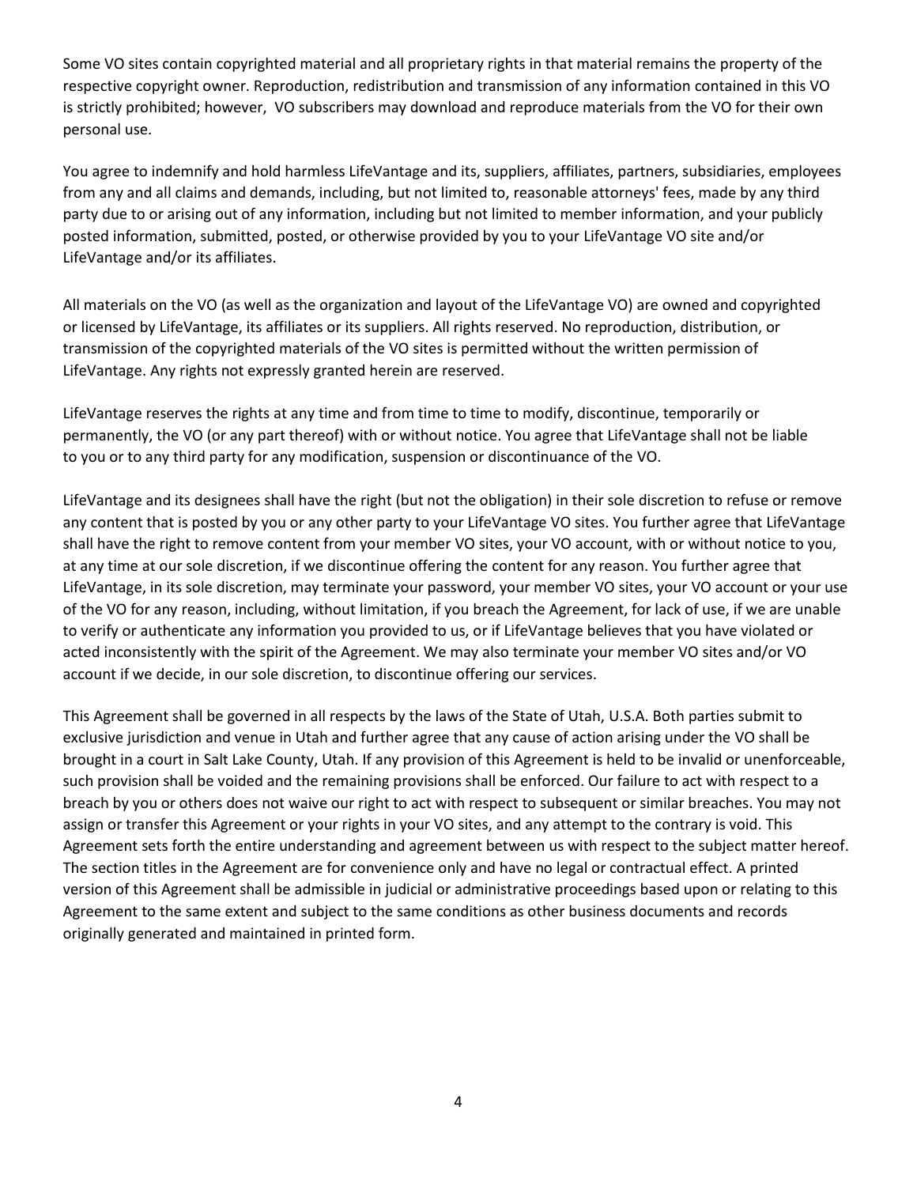Some VO sites contain copyrighted material and all proprietary rights in that material remains the property of the respective copyright owner. Reproduction, redistribution and transmission of any information contained in this VO is strictly prohibited; however, VO subscribers may download and reproduce materials from the VO for their own personal use.

You agree to indemnify and hold harmless LifeVantage and its, suppliers, affiliates, partners, subsidiaries, employees from any and all claims and demands, including, but not limited to, reasonable attorneys' fees, made by any third party due to or arising out of any information, including but not limited to member information, and your publicly posted information, submitted, posted, or otherwise provided by you to your LifeVantage VO site and/or LifeVantage and/or its affiliates.

All materials on the VO (as well as the organization and layout of the LifeVantage VO) are owned and copyrighted or licensed by LifeVantage, its affiliates or its suppliers. All rights reserved. No reproduction, distribution, or transmission of the copyrighted materials of the VO sites is permitted without the written permission of LifeVantage. Any rights not expressly granted herein are reserved.

LifeVantage reserves the rights at any time and from time to time to modify, discontinue, temporarily or permanently, the VO (or any part thereof) with or without notice. You agree that LifeVantage shall not be liable to you or to any third party for any modification, suspension or discontinuance of the VO.

LifeVantage and its designees shall have the right (but not the obligation) in their sole discretion to refuse or remove any content that is posted by you or any other party to your LifeVantage VO sites. You further agree that LifeVantage shall have the right to remove content from your member VO sites, your VO account, with or without notice to you, at any time at our sole discretion, if we discontinue offering the content for any reason. You further agree that LifeVantage, in its sole discretion, may terminate your password, your member VO sites, your VO account or your use of the VO for any reason, including, without limitation, if you breach the Agreement, for lack of use, if we are unable to verify or authenticate any information you provided to us, or if LifeVantage believes that you have violated or acted inconsistently with the spirit of the Agreement. We may also terminate your member VO sites and/or VO account if we decide, in our sole discretion, to discontinue offering our services.

This Agreement shall be governed in all respects by the laws of the State of Utah, U.S.A. Both parties submit to exclusive jurisdiction and venue in Utah and further agree that any cause of action arising under the VO shall be brought in a court in Salt Lake County, Utah. If any provision of this Agreement is held to be invalid or unenforceable, such provision shall be voided and the remaining provisions shall be enforced. Our failure to act with respect to a breach by you or others does not waive our right to act with respect to subsequent or similar breaches. You may not assign or transfer this Agreement or your rights in your VO sites, and any attempt to the contrary is void. This Agreement sets forth the entire understanding and agreement between us with respect to the subject matter hereof. The section titles in the Agreement are for convenience only and have no legal or contractual effect. A printed version of this Agreement shall be admissible in judicial or administrative proceedings based upon or relating to this Agreement to the same extent and subject to the same conditions as other business documents and records originally generated and maintained in printed form.